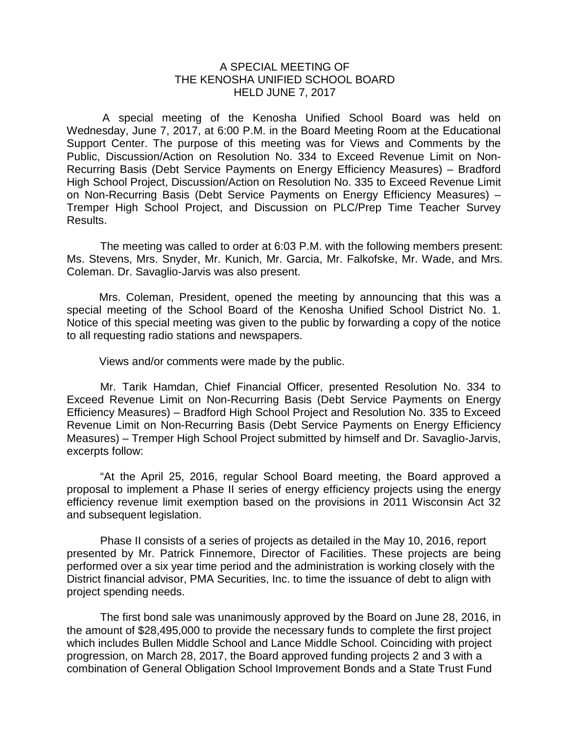# A SPECIAL MEETING OF THE KENOSHA UNIFIED SCHOOL BOARD HELD JUNE 7, 2017

A special meeting of the Kenosha Unified School Board was held on Wednesday, June 7, 2017, at 6:00 P.M. in the Board Meeting Room at the Educational Support Center. The purpose of this meeting was for Views and Comments by the Public, Discussion/Action on Resolution No. 334 to Exceed Revenue Limit on Non-Recurring Basis (Debt Service Payments on Energy Efficiency Measures) – Bradford High School Project, Discussion/Action on Resolution No. 335 to Exceed Revenue Limit on Non-Recurring Basis (Debt Service Payments on Energy Efficiency Measures) – Tremper High School Project, and Discussion on PLC/Prep Time Teacher Survey Results.

The meeting was called to order at 6:03 P.M. with the following members present: Ms. Stevens, Mrs. Snyder, Mr. Kunich, Mr. Garcia, Mr. Falkofske, Mr. Wade, and Mrs. Coleman. Dr. Savaglio-Jarvis was also present.

Mrs. Coleman, President, opened the meeting by announcing that this was a special meeting of the School Board of the Kenosha Unified School District No. 1. Notice of this special meeting was given to the public by forwarding a copy of the notice to all requesting radio stations and newspapers.

Views and/or comments were made by the public.

Mr. Tarik Hamdan, Chief Financial Officer, presented Resolution No. 334 to Exceed Revenue Limit on Non-Recurring Basis (Debt Service Payments on Energy Efficiency Measures) – Bradford High School Project and Resolution No. 335 to Exceed Revenue Limit on Non-Recurring Basis (Debt Service Payments on Energy Efficiency Measures) – Tremper High School Project submitted by himself and Dr. Savaglio-Jarvis, excerpts follow:

"At the April 25, 2016, regular School Board meeting, the Board approved a proposal to implement a Phase II series of energy efficiency projects using the energy efficiency revenue limit exemption based on the provisions in 2011 Wisconsin Act 32 and subsequent legislation.

Phase II consists of a series of projects as detailed in the May 10, 2016, report presented by Mr. Patrick Finnemore, Director of Facilities. These projects are being performed over a six year time period and the administration is working closely with the District financial advisor, PMA Securities, Inc. to time the issuance of debt to align with project spending needs.

The first bond sale was unanimously approved by the Board on June 28, 2016, in the amount of $28,495,000 to provide the necessary funds to complete the first project which includes Bullen Middle School and Lance Middle School. Coinciding with project progression, on March 28, 2017, the Board approved funding projects 2 and 3 with a combination of General Obligation School Improvement Bonds and a State Trust Fund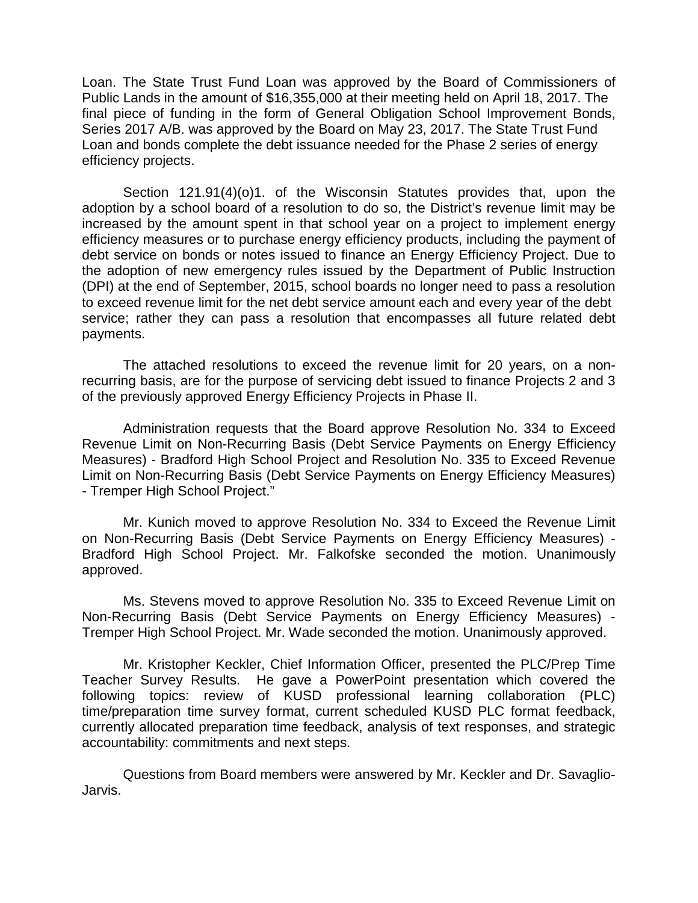Loan. The State Trust Fund Loan was approved by the Board of Commissioners of Public Lands in the amount of $16,355,000 at their meeting held on April 18, 2017. The final piece of funding in the form of General Obligation School Improvement Bonds, Series 2017 A/B. was approved by the Board on May 23, 2017. The State Trust Fund Loan and bonds complete the debt issuance needed for the Phase 2 series of energy efficiency projects.

Section 121.91(4)(o)1. of the Wisconsin Statutes provides that, upon the adoption by a school board of a resolution to do so, the District's revenue limit may be increased by the amount spent in that school year on a project to implement energy efficiency measures or to purchase energy efficiency products, including the payment of debt service on bonds or notes issued to finance an Energy Efficiency Project. Due to the adoption of new emergency rules issued by the Department of Public Instruction (DPI) at the end of September, 2015, school boards no longer need to pass a resolution to exceed revenue limit for the net debt service amount each and every year of the debt service; rather they can pass a resolution that encompasses all future related debt payments.

The attached resolutions to exceed the revenue limit for 20 years, on a non-recurring basis, are for the purpose of servicing debt issued to finance Projects 2 and 3 of the previously approved Energy Efficiency Projects in Phase II.

Administration requests that the Board approve Resolution No. 334 to Exceed Revenue Limit on Non-Recurring Basis (Debt Service Payments on Energy Efficiency Measures) - Bradford High School Project and Resolution No. 335 to Exceed Revenue Limit on Non-Recurring Basis (Debt Service Payments on Energy Efficiency Measures) - Tremper High School Project."

Mr. Kunich moved to approve Resolution No. 334 to Exceed the Revenue Limit on Non-Recurring Basis (Debt Service Payments on Energy Efficiency Measures) - Bradford High School Project. Mr. Falkofske seconded the motion. Unanimously approved.

Ms. Stevens moved to approve Resolution No. 335 to Exceed Revenue Limit on Non-Recurring Basis (Debt Service Payments on Energy Efficiency Measures) - Tremper High School Project. Mr. Wade seconded the motion. Unanimously approved.

Mr. Kristopher Keckler, Chief Information Officer, presented the PLC/Prep Time Teacher Survey Results. He gave a PowerPoint presentation which covered the following topics: review of KUSD professional learning collaboration (PLC) time/preparation time survey format, current scheduled KUSD PLC format feedback, currently allocated preparation time feedback, analysis of text responses, and strategic accountability: commitments and next steps.

Questions from Board members were answered by Mr. Keckler and Dr. Savaglio-Jarvis.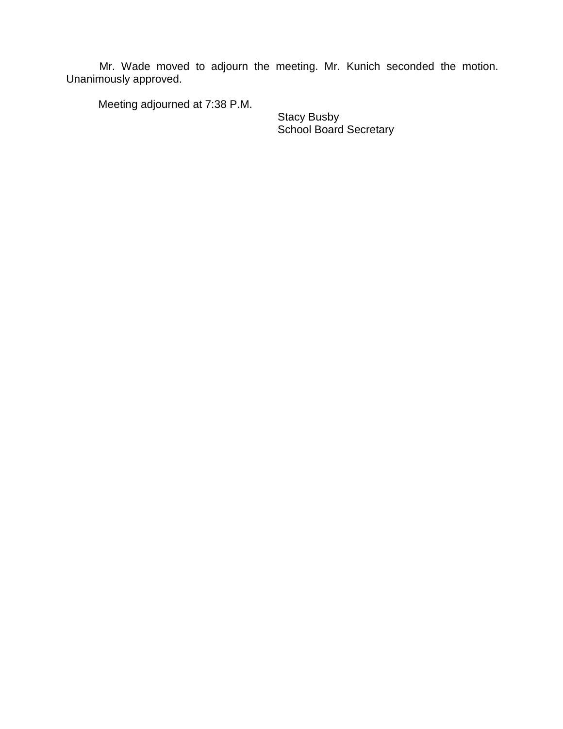Mr. Wade moved to adjourn the meeting. Mr. Kunich seconded the motion. Unanimously approved.

Meeting adjourned at 7:38 P.M.

Stacy Busby
School Board Secretary